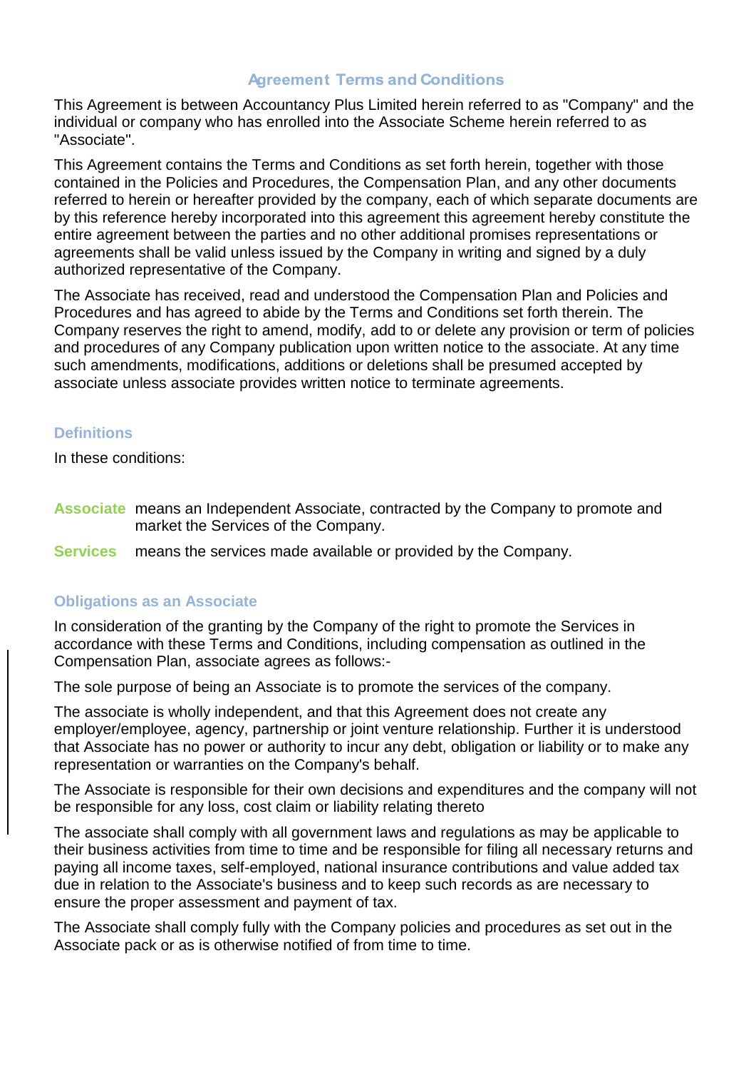## Agreement Terms and Conditions

This Agreement is between Accountancy Plus Limited herein referred to as "Company" and the individual or company who has enrolled into the Associate Scheme herein referred to as "Associate".

This Agreement contains the Terms and Conditions as set forth herein, together with those contained in the Policies and Procedures, the Compensation Plan, and any other documents referred to herein or hereafter provided by the company, each of which separate documents are by this reference hereby incorporated into this agreement this agreement hereby constitute the entire agreement between the parties and no other additional promises representations or agreements shall be valid unless issued by the Company in writing and signed by a duly authorized representative of the Company.

The Associate has received, read and understood the Compensation Plan and Policies and Procedures and has agreed to abide by the Terms and Conditions set forth therein. The Company reserves the right to amend, modify, add to or delete any provision or term of policies and procedures of any Company publication upon written notice to the associate. At any time such amendments, modifications, additions or deletions shall be presumed accepted by associate unless associate provides written notice to terminate agreements.

### Definitions

In these conditions:

**Associate** means an Independent Associate, contracted by the Company to promote and market the Services of the Company.

**Services** means the services made available or provided by the Company.

### Obligations as an Associate

In consideration of the granting by the Company of the right to promote the Services in accordance with these Terms and Conditions, including compensation as outlined in the Compensation Plan, associate agrees as follows:-

The sole purpose of being an Associate is to promote the services of the company.

The associate is wholly independent, and that this Agreement does not create any employer/employee, agency, partnership or joint venture relationship. Further it is understood that Associate has no power or authority to incur any debt, obligation or liability or to make any representation or warranties on the Company's behalf.

The Associate is responsible for their own decisions and expenditures and the company will not be responsible for any loss, cost claim or liability relating thereto

The associate shall comply with all government laws and regulations as may be applicable to their business activities from time to time and be responsible for filing all necessary returns and paying all income taxes, self-employed, national insurance contributions and value added tax due in relation to the Associate's business and to keep such records as are necessary to ensure the proper assessment and payment of tax.

The Associate shall comply fully with the Company policies and procedures as set out in the Associate pack or as is otherwise notified of from time to time.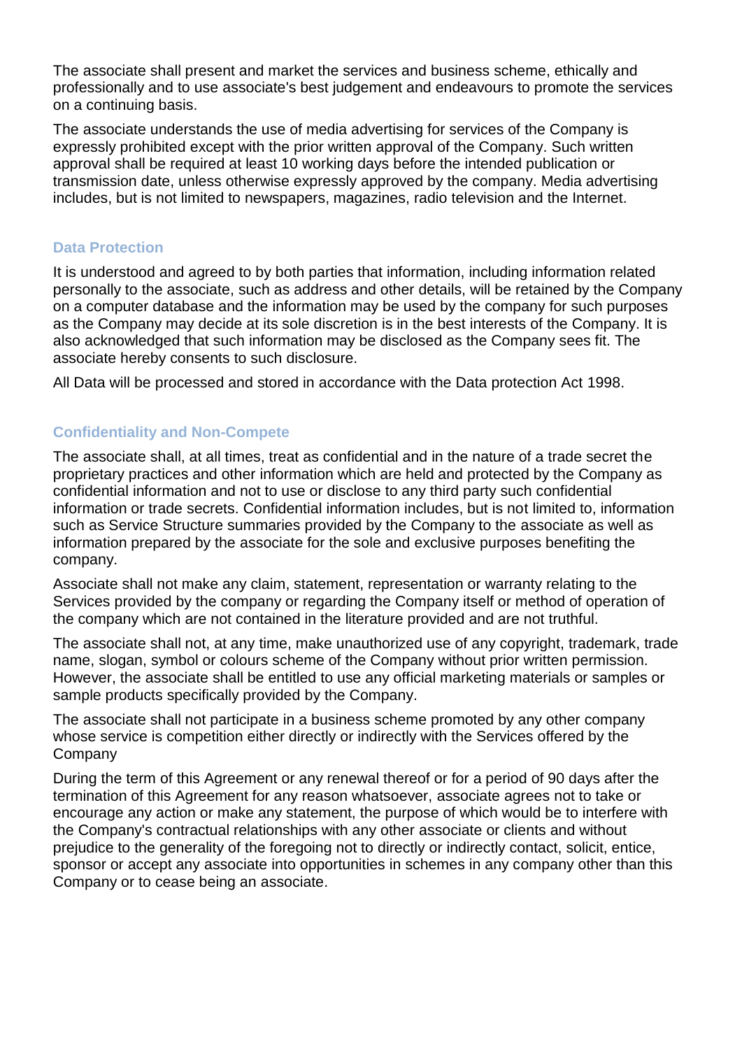The associate shall present and market the services and business scheme, ethically and professionally and to use associate's best judgement and endeavours to promote the services on a continuing basis.

The associate understands the use of media advertising for services of the Company is expressly prohibited except with the prior written approval of the Company. Such written approval shall be required at least 10 working days before the intended publication or transmission date, unless otherwise expressly approved by the company. Media advertising includes, but is not limited to newspapers, magazines, radio television and the Internet.

### Data Protection

It is understood and agreed to by both parties that information, including information related personally to the associate, such as address and other details, will be retained by the Company on a computer database and the information may be used by the company for such purposes as the Company may decide at its sole discretion is in the best interests of the Company. It is also acknowledged that such information may be disclosed as the Company sees fit. The associate hereby consents to such disclosure.

All Data will be processed and stored in accordance with the Data protection Act 1998.

### Confidentiality and Non-Compete

The associate shall, at all times, treat as confidential and in the nature of a trade secret the proprietary practices and other information which are held and protected by the Company as confidential information and not to use or disclose to any third party such confidential information or trade secrets. Confidential information includes, but is not limited to, information such as Service Structure summaries provided by the Company to the associate as well as information prepared by the associate for the sole and exclusive purposes benefiting the company.

Associate shall not make any claim, statement, representation or warranty relating to the Services provided by the company or regarding the Company itself or method of operation of the company which are not contained in the literature provided and are not truthful.

The associate shall not, at any time, make unauthorized use of any copyright, trademark, trade name, slogan, symbol or colours scheme of the Company without prior written permission. However, the associate shall be entitled to use any official marketing materials or samples or sample products specifically provided by the Company.

The associate shall not participate in a business scheme promoted by any other company whose service is competition either directly or indirectly with the Services offered by the Company

During the term of this Agreement or any renewal thereof or for a period of 90 days after the termination of this Agreement for any reason whatsoever, associate agrees not to take or encourage any action or make any statement, the purpose of which would be to interfere with the Company's contractual relationships with any other associate or clients and without prejudice to the generality of the foregoing not to directly or indirectly contact, solicit, entice, sponsor or accept any associate into opportunities in schemes in any company other than this Company or to cease being an associate.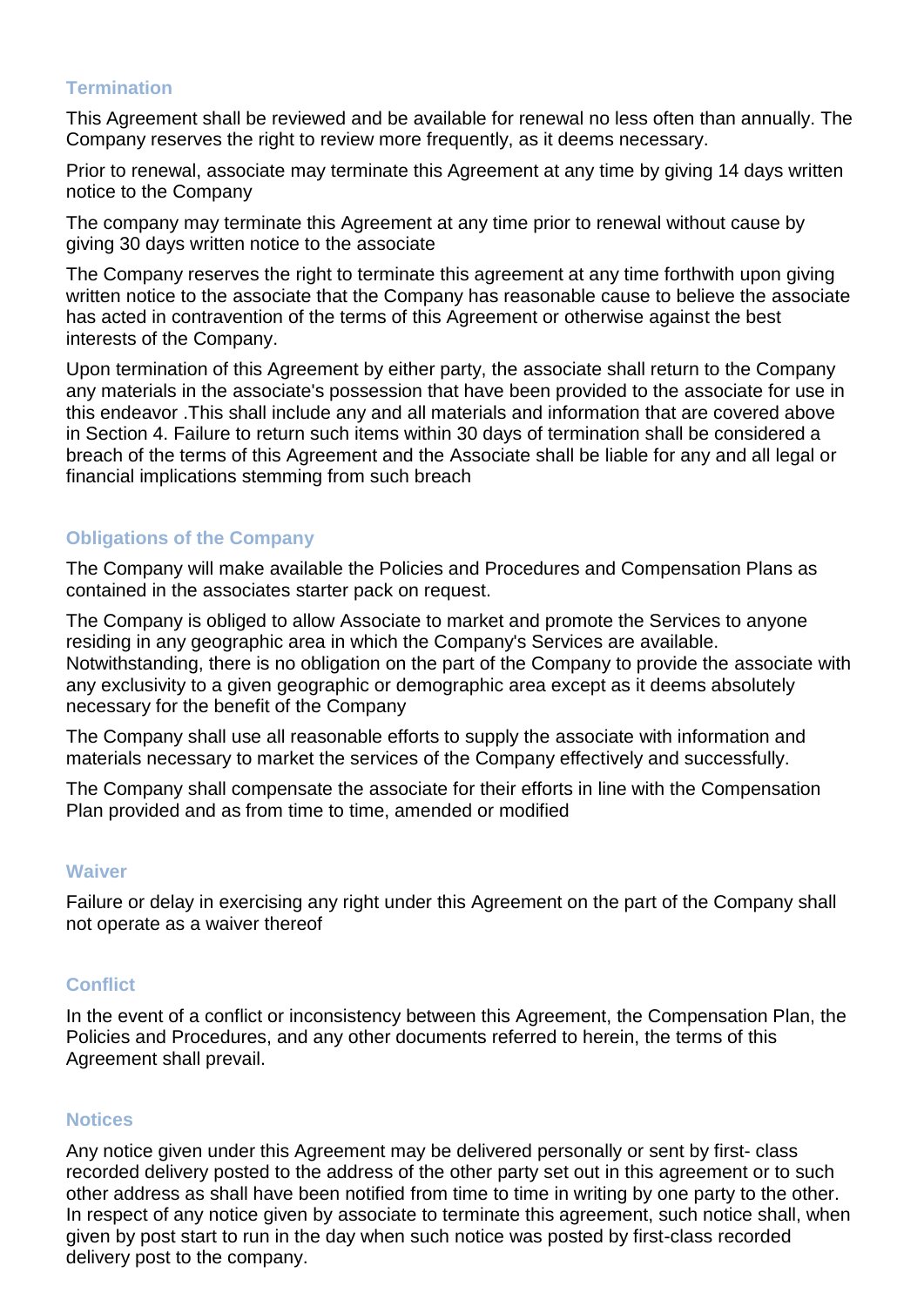### Termination

This Agreement shall be reviewed and be available for renewal no less often than annually. The Company reserves the right to review more frequently, as it deems necessary.

Prior to renewal, associate may terminate this Agreement at any time by giving 14 days written notice to the Company

The company may terminate this Agreement at any time prior to renewal without cause by giving 30 days written notice to the associate

The Company reserves the right to terminate this agreement at any time forthwith upon giving written notice to the associate that the Company has reasonable cause to believe the associate has acted in contravention of the terms of this Agreement or otherwise against the best interests of the Company.

Upon termination of this Agreement by either party, the associate shall return to the Company any materials in the associate's possession that have been provided to the associate for use in this endeavor .This shall include any and all materials and information that are covered above in Section 4. Failure to return such items within 30 days of termination shall be considered a breach of the terms of this Agreement and the Associate shall be liable for any and all legal or financial implications stemming from such breach

### Obligations of the Company

The Company will make available the Policies and Procedures and Compensation Plans as contained in the associates starter pack on request.

The Company is obliged to allow Associate to market and promote the Services to anyone residing in any geographic area in which the Company's Services are available. Notwithstanding, there is no obligation on the part of the Company to provide the associate with any exclusivity to a given geographic or demographic area except as it deems absolutely necessary for the benefit of the Company

The Company shall use all reasonable efforts to supply the associate with information and materials necessary to market the services of the Company effectively and successfully.

The Company shall compensate the associate for their efforts in line with the Compensation Plan provided and as from time to time, amended or modified

### Waiver

Failure or delay in exercising any right under this Agreement on the part of the Company shall not operate as a waiver thereof

### Conflict

In the event of a conflict or inconsistency between this Agreement, the Compensation Plan, the Policies and Procedures, and any other documents referred to herein, the terms of this Agreement shall prevail.

### Notices

Any notice given under this Agreement may be delivered personally or sent by first- class recorded delivery posted to the address of the other party set out in this agreement or to such other address as shall have been notified from time to time in writing by one party to the other. In respect of any notice given by associate to terminate this agreement, such notice shall, when given by post start to run in the day when such notice was posted by first-class recorded delivery post to the company.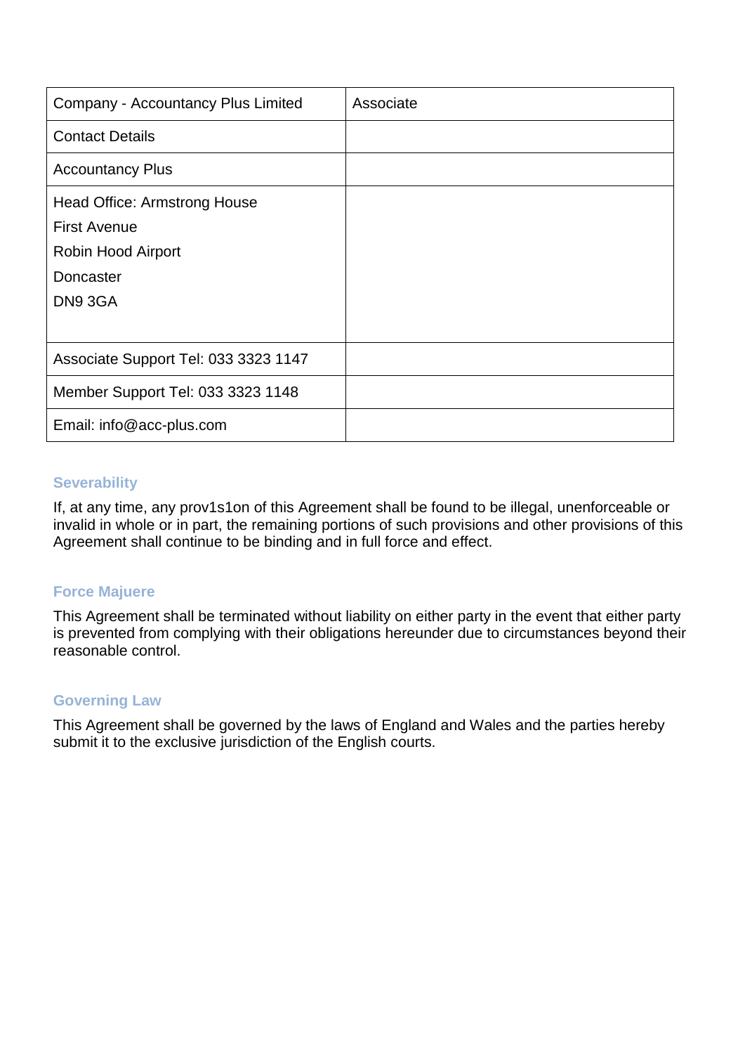| Company - Accountancy Plus Limited | Associate |
|---|---|
| Contact Details | |
| Accountancy Plus | |
| Head Office: Armstrong House<br>First Avenue<br>Robin Hood Airport<br>Doncaster<br>DN9 3GA | |
| Associate Support Tel: 033 3323 1147 | |
| Member Support Tel: 033 3323 1148 | |
| Email: info@acc-plus.com | |

### Severability

If, at any time, any prov1s1on of this Agreement shall be found to be illegal, unenforceable or invalid in whole or in part, the remaining portions of such provisions and other provisions of this Agreement shall continue to be binding and in full force and effect.

### Force Majuere

This Agreement shall be terminated without liability on either party in the event that either party is prevented from complying with their obligations hereunder due to circumstances beyond their reasonable control.

### Governing Law

This Agreement shall be governed by the laws of England and Wales and the parties hereby submit it to the exclusive jurisdiction of the English courts.